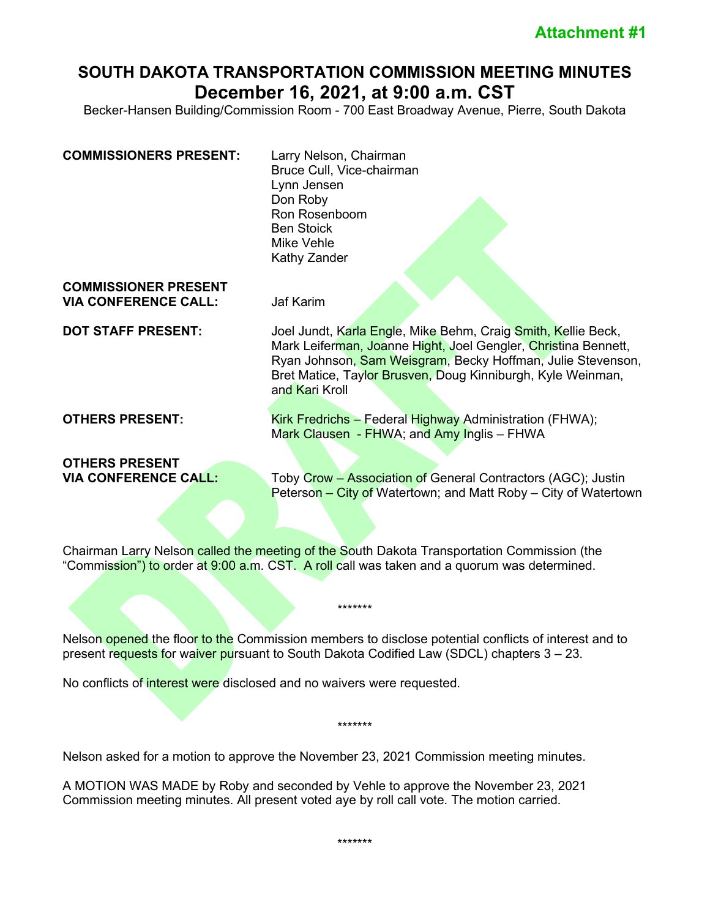**Attachment #1**

# SOUTH DAKOTA TRANSPORTATION COMMISSION MEETING MINUTES
## December 16, 2021, at 9:00 a.m. CST

Becker-Hansen Building/Commission Room - 700 East Broadway Avenue, Pierre, South Dakota

| | |
|---|---|
| **COMMISSIONERS PRESENT:** | Larry Nelson, Chairman<br>Bruce Cull, Vice-chairman<br>Lynn Jensen<br>Don Roby<br>Ron Rosenboom<br>Ben Stoick<br>Mike Vehle<br>Kathy Zander |
| **COMMISSIONER PRESENT VIA CONFERENCE CALL:** | Jaf Karim |
| **DOT STAFF PRESENT:** | Joel Jundt, Karla Engle, Mike Behm, Craig Smith, Kellie Beck, Mark Leiferman, Joanne Hight, Joel Gengler, Christina Bennett, Ryan Johnson, Sam Weisgram, Becky Hoffman, Julie Stevenson, Bret Matice, Taylor Brusven, Doug Kinniburgh, Kyle Weinman, and Kari Kroll |
| **OTHERS PRESENT:** | Kirk Fredrichs – Federal Highway Administration (FHWA); Mark Clausen - FHWA; and Amy Inglis – FHWA |
| **OTHERS PRESENT VIA CONFERENCE CALL:** | Toby Crow – Association of General Contractors (AGC); Justin Peterson – City of Watertown; and Matt Roby – City of Watertown |

Chairman Larry Nelson called the meeting of the South Dakota Transportation Commission (the "Commission") to order at 9:00 a.m. CST. A roll call was taken and a quorum was determined.

*******

Nelson opened the floor to the Commission members to disclose potential conflicts of interest and to present requests for waiver pursuant to South Dakota Codified Law (SDCL) chapters 3 – 23.

No conflicts of interest were disclosed and no waivers were requested.

*******

Nelson asked for a motion to approve the November 23, 2021 Commission meeting minutes.

A MOTION WAS MADE by Roby and seconded by Vehle to approve the November 23, 2021 Commission meeting minutes. All present voted aye by roll call vote. The motion carried.

*******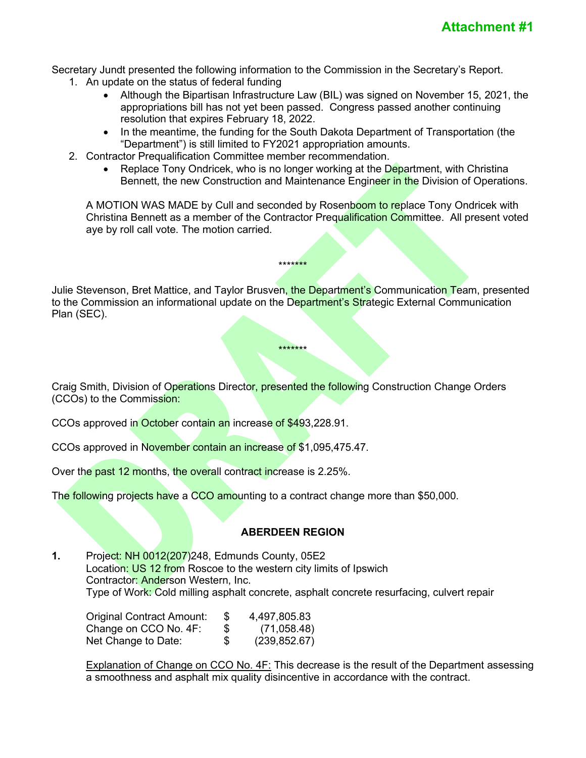**Attachment #1**

Secretary Jundt presented the following information to the Commission in the Secretary's Report.

1. An update on the status of federal funding
   - Although the Bipartisan Infrastructure Law (BIL) was signed on November 15, 2021, the appropriations bill has not yet been passed. Congress passed another continuing resolution that expires February 18, 2022.
   - In the meantime, the funding for the South Dakota Department of Transportation (the "Department") is still limited to FY2021 appropriation amounts.
2. Contractor Prequalification Committee member recommendation.
   - Replace Tony Ondricek, who is no longer working at the Department, with Christina Bennett, the new Construction and Maintenance Engineer in the Division of Operations.

A MOTION WAS MADE by Cull and seconded by Rosenboom to replace Tony Ondricek with Christina Bennett as a member of the Contractor Prequalification Committee. All present voted aye by roll call vote. The motion carried.

*******

Julie Stevenson, Bret Mattice, and Taylor Brusven, the Department's Communication Team, presented to the Commission an informational update on the Department's Strategic External Communication Plan (SEC).

*******

Craig Smith, Division of Operations Director, presented the following Construction Change Orders (CCOs) to the Commission:

CCOs approved in October contain an increase of $493,228.91.

CCOs approved in November contain an increase of $1,095,475.47.

Over the past 12 months, the overall contract increase is 2.25%.

The following projects have a CCO amounting to a contract change more than $50,000.

## ABERDEEN REGION

**1.** Project: NH 0012(207)248, Edmunds County, 05E2
Location: US 12 from Roscoe to the western city limits of Ipswich
Contractor: Anderson Western, Inc.
Type of Work: Cold milling asphalt concrete, asphalt concrete resurfacing, culvert repair

| | | |
|---|---|---|
| Original Contract Amount: | $ | 4,497,805.83 |
| Change on CCO No. 4F: | $ | (71,058.48) |
| Net Change to Date: | $ | (239,852.67) |

Explanation of Change on CCO No. 4F: This decrease is the result of the Department assessing a smoothness and asphalt mix quality disincentive in accordance with the contract.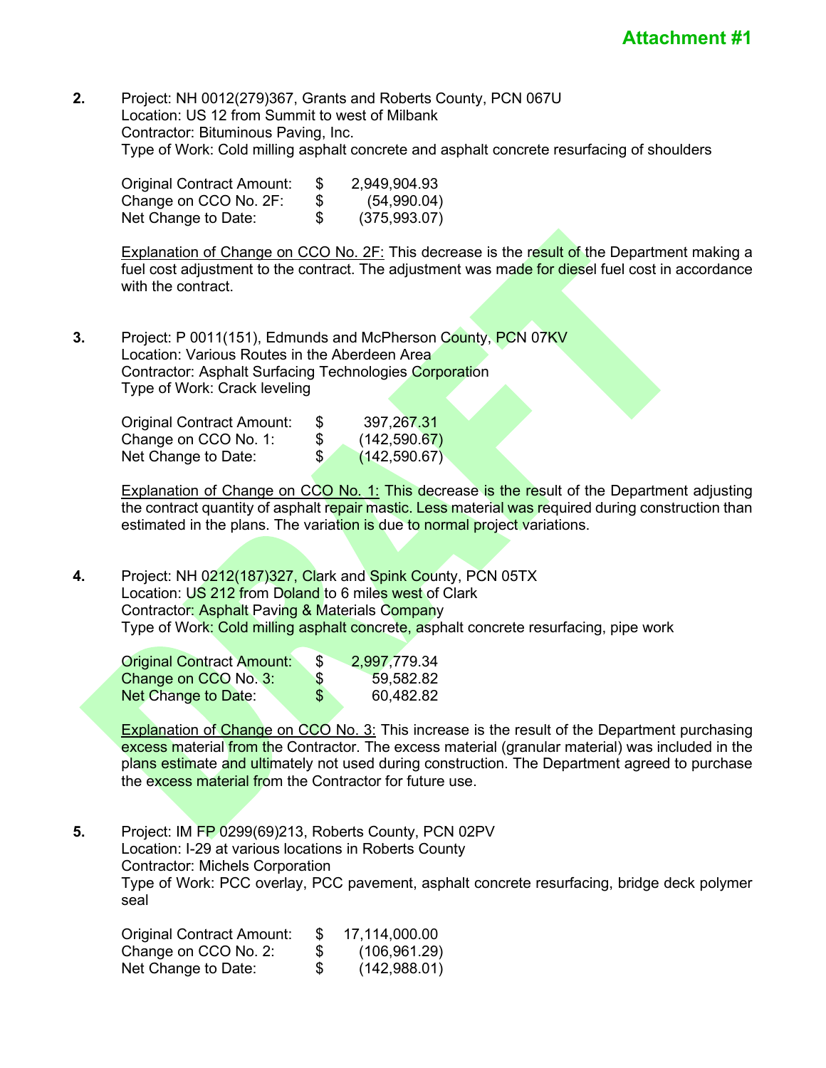**Attachment #1**

2. Project: NH 0012(279)367, Grants and Roberts County, PCN 067U
   Location: US 12 from Summit to west of Milbank
   Contractor: Bituminous Paving, Inc.
   Type of Work: Cold milling asphalt concrete and asphalt concrete resurfacing of shoulders

| | | |
|---|---|---|
| Original Contract Amount: | $ | 2,949,904.93 |
| Change on CCO No. 2F: | $ | (54,990.04) |
| Net Change to Date: | $ | (375,993.07) |

   Explanation of Change on CCO No. 2F: This decrease is the result of the Department making a fuel cost adjustment to the contract. The adjustment was made for diesel fuel cost in accordance with the contract.

3. Project: P 0011(151), Edmunds and McPherson County, PCN 07KV
   Location: Various Routes in the Aberdeen Area
   Contractor: Asphalt Surfacing Technologies Corporation
   Type of Work: Crack leveling

| | | |
|---|---|---|
| Original Contract Amount: | $ | 397,267.31 |
| Change on CCO No. 1: | $ | (142,590.67) |
| Net Change to Date: | $ | (142,590.67) |

   Explanation of Change on CCO No. 1: This decrease is the result of the Department adjusting the contract quantity of asphalt repair mastic. Less material was required during construction than estimated in the plans. The variation is due to normal project variations.

4. Project: NH 0212(187)327, Clark and Spink County, PCN 05TX
   Location: US 212 from Doland to 6 miles west of Clark
   Contractor: Asphalt Paving & Materials Company
   Type of Work: Cold milling asphalt concrete, asphalt concrete resurfacing, pipe work

| | | |
|---|---|---|
| Original Contract Amount: | $ | 2,997,779.34 |
| Change on CCO No. 3: | $ | 59,582.82 |
| Net Change to Date: | $ | 60,482.82 |

   Explanation of Change on CCO No. 3: This increase is the result of the Department purchasing excess material from the Contractor. The excess material (granular material) was included in the plans estimate and ultimately not used during construction. The Department agreed to purchase the excess material from the Contractor for future use.

5. Project: IM FP 0299(69)213, Roberts County, PCN 02PV
   Location: I-29 at various locations in Roberts County
   Contractor: Michels Corporation
   Type of Work: PCC overlay, PCC pavement, asphalt concrete resurfacing, bridge deck polymer seal

| | | |
|---|---|---|
| Original Contract Amount: | $ | 17,114,000.00 |
| Change on CCO No. 2: | $ | (106,961.29) |
| Net Change to Date: | $ | (142,988.01) |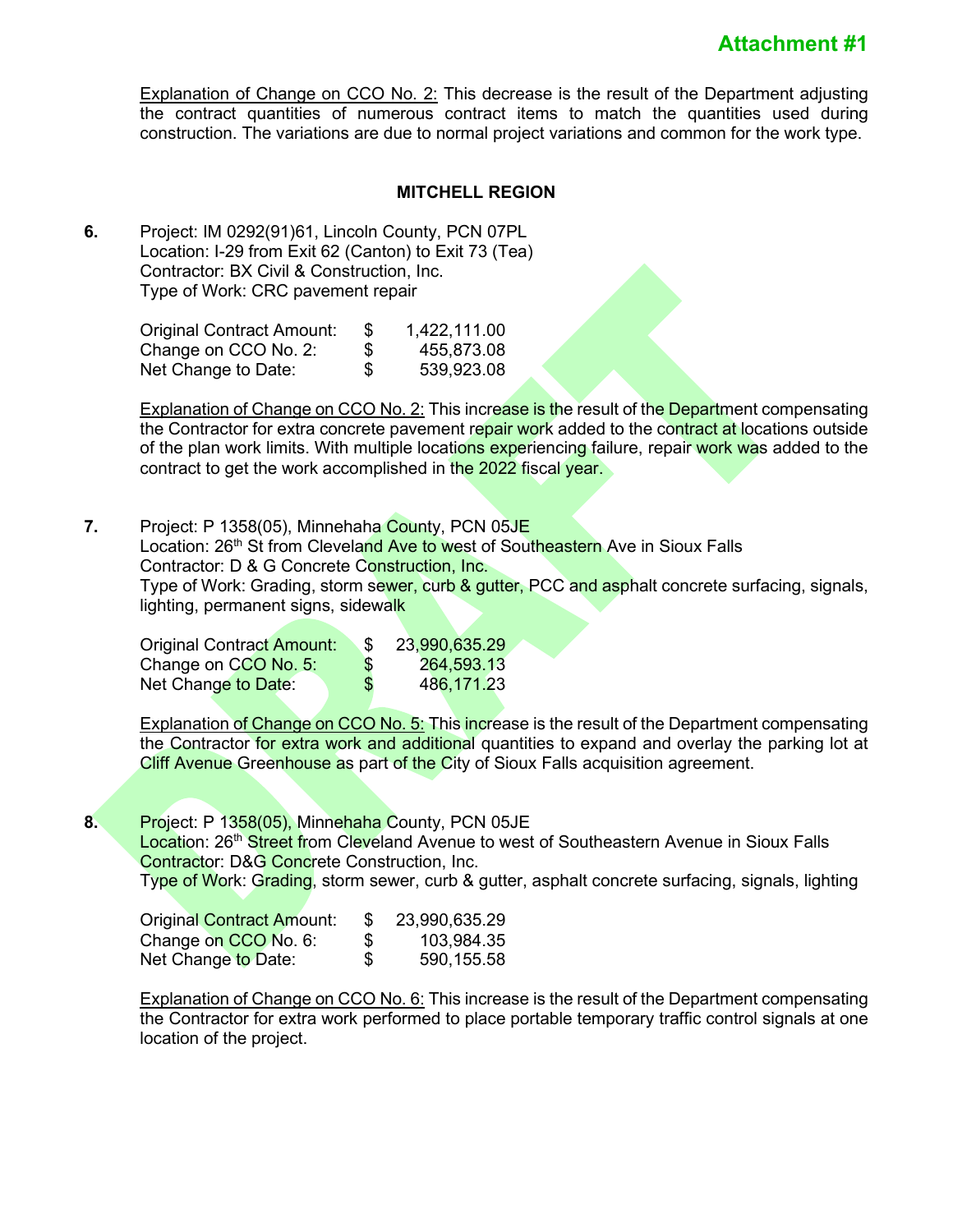**Attachment #1**

Explanation of Change on CCO No. 2: This decrease is the result of the Department adjusting the contract quantities of numerous contract items to match the quantities used during construction. The variations are due to normal project variations and common for the work type.

## MITCHELL REGION

**6.** Project: IM 0292(91)61, Lincoln County, PCN 07PL
Location: I-29 from Exit 62 (Canton) to Exit 73 (Tea)
Contractor: BX Civil & Construction, Inc.
Type of Work: CRC pavement repair

| | | |
|---|---|---|
| Original Contract Amount: | $ | 1,422,111.00 |
| Change on CCO No. 2: | $ | 455,873.08 |
| Net Change to Date: | $ | 539,923.08 |

Explanation of Change on CCO No. 2: This increase is the result of the Department compensating the Contractor for extra concrete pavement repair work added to the contract at locations outside of the plan work limits. With multiple locations experiencing failure, repair work was added to the contract to get the work accomplished in the 2022 fiscal year.

**7.** Project: P 1358(05), Minnehaha County, PCN 05JE
Location: 26th St from Cleveland Ave to west of Southeastern Ave in Sioux Falls
Contractor: D & G Concrete Construction, Inc.
Type of Work: Grading, storm sewer, curb & gutter, PCC and asphalt concrete surfacing, signals, lighting, permanent signs, sidewalk

| | | |
|---|---|---|
| Original Contract Amount: | $ | 23,990,635.29 |
| Change on CCO No. 5: | $ | 264,593.13 |
| Net Change to Date: | $ | 486,171.23 |

Explanation of Change on CCO No. 5: This increase is the result of the Department compensating the Contractor for extra work and additional quantities to expand and overlay the parking lot at Cliff Avenue Greenhouse as part of the City of Sioux Falls acquisition agreement.

**8.** Project: P 1358(05), Minnehaha County, PCN 05JE
Location: 26th Street from Cleveland Avenue to west of Southeastern Avenue in Sioux Falls
Contractor: D&G Concrete Construction, Inc.
Type of Work: Grading, storm sewer, curb & gutter, asphalt concrete surfacing, signals, lighting

| | | |
|---|---|---|
| Original Contract Amount: | $ | 23,990,635.29 |
| Change on CCO No. 6: | $ | 103,984.35 |
| Net Change to Date: | $ | 590,155.58 |

Explanation of Change on CCO No. 6: This increase is the result of the Department compensating the Contractor for extra work performed to place portable temporary traffic control signals at one location of the project.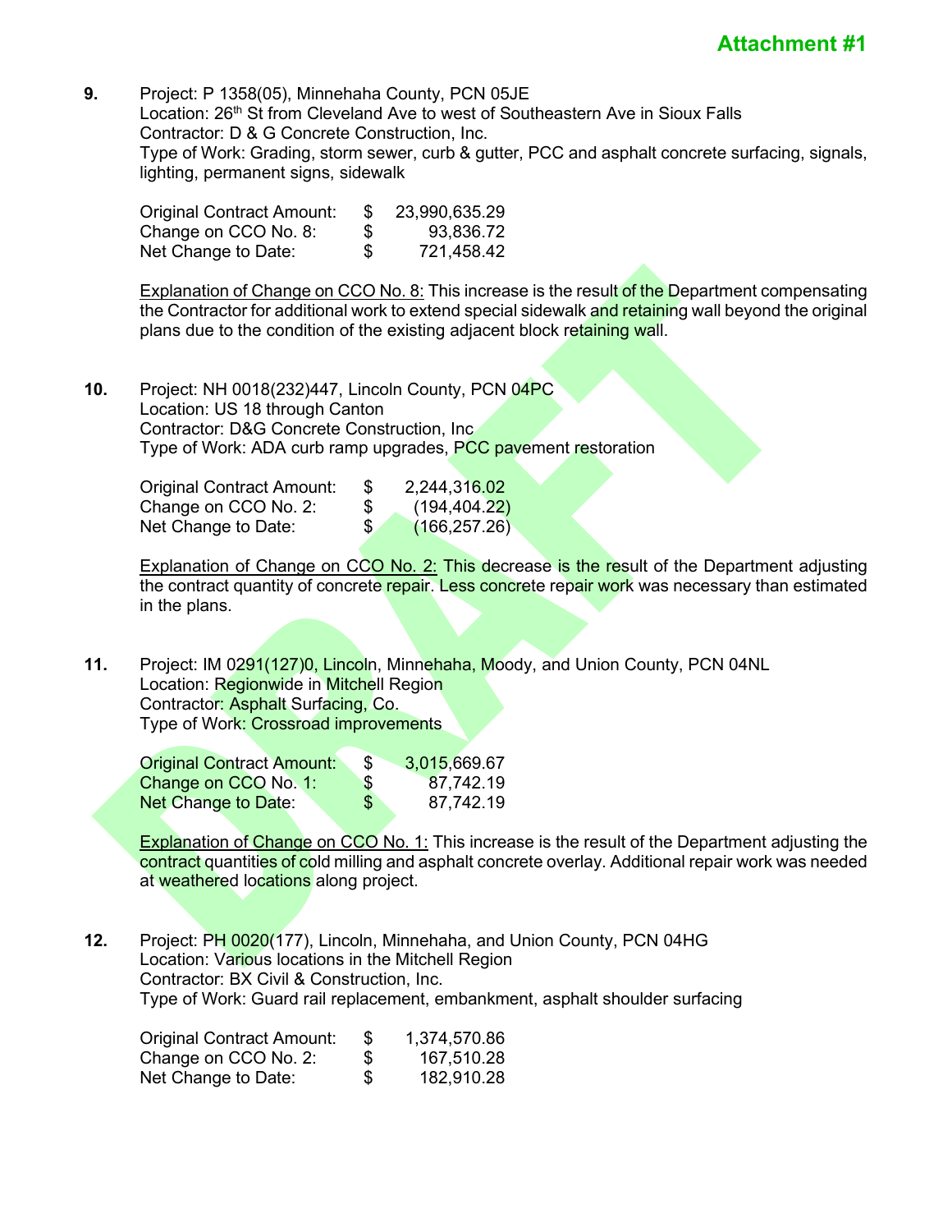**Attachment #1**

**9.** Project: P 1358(05), Minnehaha County, PCN 05JE
Location: 26th St from Cleveland Ave to west of Southeastern Ave in Sioux Falls
Contractor: D & G Concrete Construction, Inc.
Type of Work: Grading, storm sewer, curb & gutter, PCC and asphalt concrete surfacing, signals, lighting, permanent signs, sidewalk

| | | |
|---|---|---|
| Original Contract Amount: | $ | 23,990,635.29 |
| Change on CCO No. 8: | $ | 93,836.72 |
| Net Change to Date: | $ | 721,458.42 |

Explanation of Change on CCO No. 8: This increase is the result of the Department compensating the Contractor for additional work to extend special sidewalk and retaining wall beyond the original plans due to the condition of the existing adjacent block retaining wall.

**10.** Project: NH 0018(232)447, Lincoln County, PCN 04PC
Location: US 18 through Canton
Contractor: D&G Concrete Construction, Inc
Type of Work: ADA curb ramp upgrades, PCC pavement restoration

| | | |
|---|---|---|
| Original Contract Amount: | $ | 2,244,316.02 |
| Change on CCO No. 2: | $ | (194,404.22) |
| Net Change to Date: | $ | (166,257.26) |

Explanation of Change on CCO No. 2: This decrease is the result of the Department adjusting the contract quantity of concrete repair. Less concrete repair work was necessary than estimated in the plans.

**11.** Project: IM 0291(127)0, Lincoln, Minnehaha, Moody, and Union County, PCN 04NL
Location: Regionwide in Mitchell Region
Contractor: Asphalt Surfacing, Co.
Type of Work: Crossroad improvements

| | | |
|---|---|---|
| Original Contract Amount: | $ | 3,015,669.67 |
| Change on CCO No. 1: | $ | 87,742.19 |
| Net Change to Date: | $ | 87,742.19 |

Explanation of Change on CCO No. 1: This increase is the result of the Department adjusting the contract quantities of cold milling and asphalt concrete overlay. Additional repair work was needed at weathered locations along project.

**12.** Project: PH 0020(177), Lincoln, Minnehaha, and Union County, PCN 04HG
Location: Various locations in the Mitchell Region
Contractor: BX Civil & Construction, Inc.
Type of Work: Guard rail replacement, embankment, asphalt shoulder surfacing

| | | |
|---|---|---|
| Original Contract Amount: | $ | 1,374,570.86 |
| Change on CCO No. 2: | $ | 167,510.28 |
| Net Change to Date: | $ | 182,910.28 |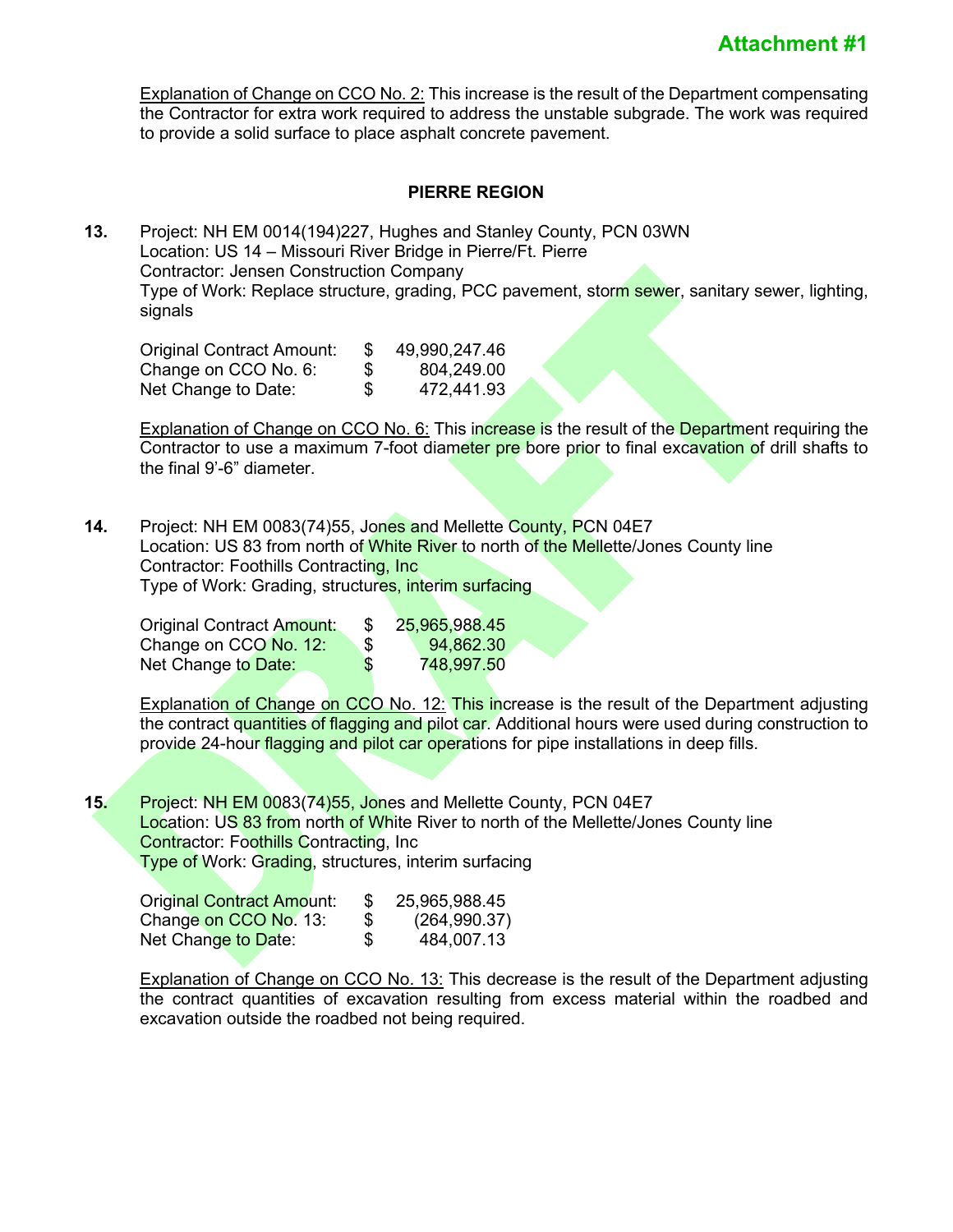Attachment #1

Explanation of Change on CCO No. 2: This increase is the result of the Department compensating the Contractor for extra work required to address the unstable subgrade. The work was required to provide a solid surface to place asphalt concrete pavement.

## PIERRE REGION

**13.** Project: NH EM 0014(194)227, Hughes and Stanley County, PCN 03WN
Location: US 14 – Missouri River Bridge in Pierre/Ft. Pierre
Contractor: Jensen Construction Company
Type of Work: Replace structure, grading, PCC pavement, storm sewer, sanitary sewer, lighting, signals

| | | |
|---|---|---|
| Original Contract Amount: | $ | 49,990,247.46 |
| Change on CCO No. 6: | $ | 804,249.00 |
| Net Change to Date: | $ | 472,441.93 |

Explanation of Change on CCO No. 6: This increase is the result of the Department requiring the Contractor to use a maximum 7-foot diameter pre bore prior to final excavation of drill shafts to the final 9'-6" diameter.

**14.** Project: NH EM 0083(74)55, Jones and Mellette County, PCN 04E7
Location: US 83 from north of White River to north of the Mellette/Jones County line
Contractor: Foothills Contracting, Inc
Type of Work: Grading, structures, interim surfacing

| | | |
|---|---|---|
| Original Contract Amount: | $ | 25,965,988.45 |
| Change on CCO No. 12: | $ | 94,862.30 |
| Net Change to Date: | $ | 748,997.50 |

Explanation of Change on CCO No. 12: This increase is the result of the Department adjusting the contract quantities of flagging and pilot car. Additional hours were used during construction to provide 24-hour flagging and pilot car operations for pipe installations in deep fills.

**15.** Project: NH EM 0083(74)55, Jones and Mellette County, PCN 04E7
Location: US 83 from north of White River to north of the Mellette/Jones County line
Contractor: Foothills Contracting, Inc
Type of Work: Grading, structures, interim surfacing

| | | |
|---|---|---|
| Original Contract Amount: | $ | 25,965,988.45 |
| Change on CCO No. 13: | $ | (264,990.37) |
| Net Change to Date: | $ | 484,007.13 |

Explanation of Change on CCO No. 13: This decrease is the result of the Department adjusting the contract quantities of excavation resulting from excess material within the roadbed and excavation outside the roadbed not being required.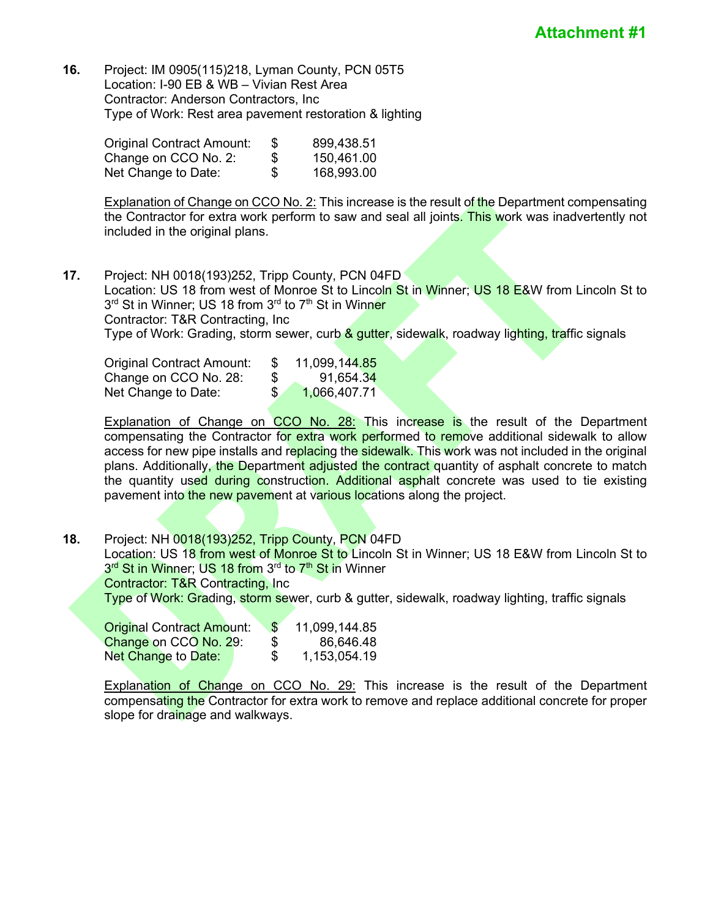**Attachment #1**

**16.** Project: IM 0905(115)218, Lyman County, PCN 05T5
Location: I-90 EB & WB – Vivian Rest Area
Contractor: Anderson Contractors, Inc
Type of Work: Rest area pavement restoration & lighting

| | | |
|---|---|---|
| Original Contract Amount: | $ | 899,438.51 |
| Change on CCO No. 2: | $ | 150,461.00 |
| Net Change to Date: | $ | 168,993.00 |

Explanation of Change on CCO No. 2: This increase is the result of the Department compensating the Contractor for extra work perform to saw and seal all joints. This work was inadvertently not included in the original plans.

**17.** Project: NH 0018(193)252, Tripp County, PCN 04FD
Location: US 18 from west of Monroe St to Lincoln St in Winner; US 18 E&W from Lincoln St to 3rd St in Winner; US 18 from 3rd to 7th St in Winner
Contractor: T&R Contracting, Inc
Type of Work: Grading, storm sewer, curb & gutter, sidewalk, roadway lighting, traffic signals

| | | |
|---|---|---|
| Original Contract Amount: | $ | 11,099,144.85 |
| Change on CCO No. 28: | $ | 91,654.34 |
| Net Change to Date: | $ | 1,066,407.71 |

Explanation of Change on CCO No. 28: This increase is the result of the Department compensating the Contractor for extra work performed to remove additional sidewalk to allow access for new pipe installs and replacing the sidewalk. This work was not included in the original plans. Additionally, the Department adjusted the contract quantity of asphalt concrete to match the quantity used during construction. Additional asphalt concrete was used to tie existing pavement into the new pavement at various locations along the project.

**18.** Project: NH 0018(193)252, Tripp County, PCN 04FD
Location: US 18 from west of Monroe St to Lincoln St in Winner; US 18 E&W from Lincoln St to 3rd St in Winner; US 18 from 3rd to 7th St in Winner
Contractor: T&R Contracting, Inc
Type of Work: Grading, storm sewer, curb & gutter, sidewalk, roadway lighting, traffic signals

| | | |
|---|---|---|
| Original Contract Amount: | $ | 11,099,144.85 |
| Change on CCO No. 29: | $ | 86,646.48 |
| Net Change to Date: | $ | 1,153,054.19 |

Explanation of Change on CCO No. 29: This increase is the result of the Department compensating the Contractor for extra work to remove and replace additional concrete for proper slope for drainage and walkways.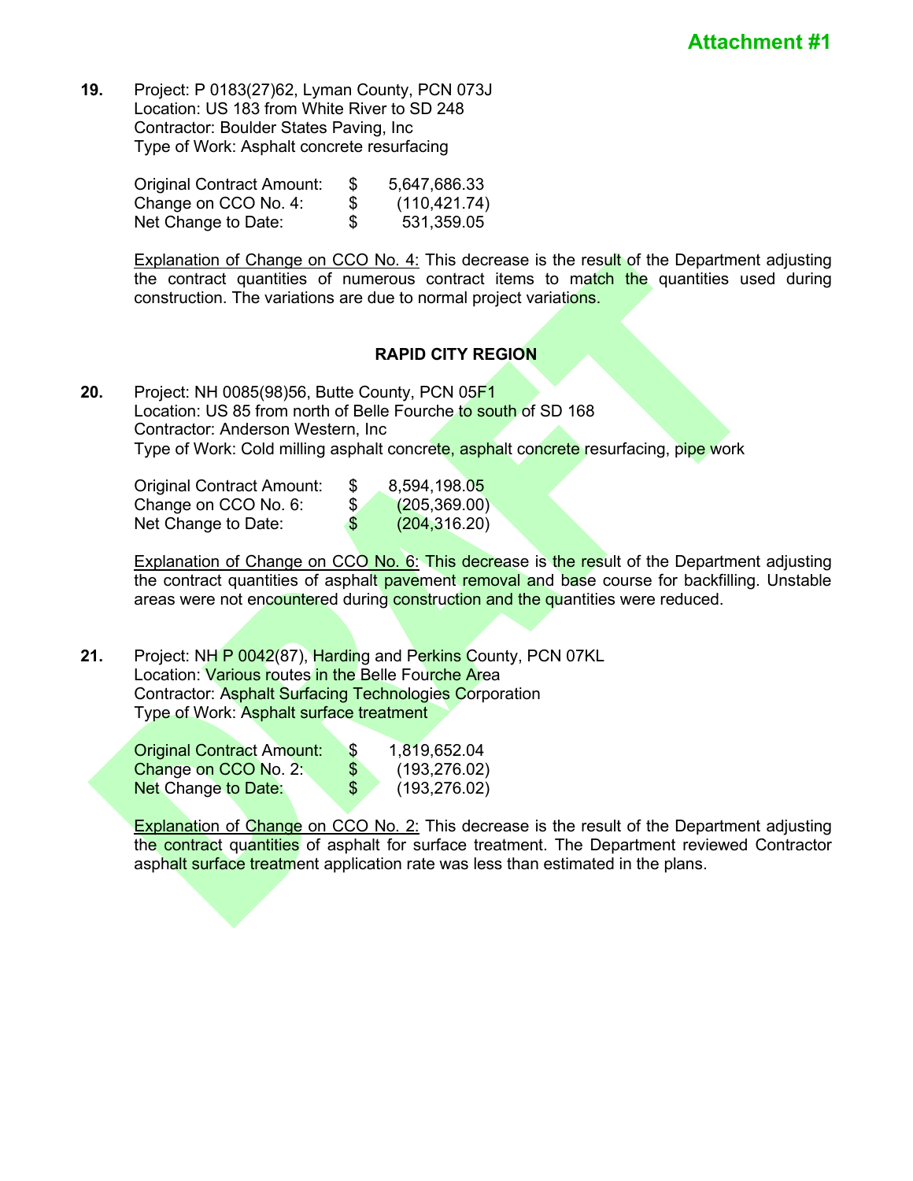**Attachment #1**

**19.** Project: P 0183(27)62, Lyman County, PCN 073J
Location: US 183 from White River to SD 248
Contractor: Boulder States Paving, Inc
Type of Work: Asphalt concrete resurfacing

| | | |
|---|---|---|
| Original Contract Amount: | $ | 5,647,686.33 |
| Change on CCO No. 4: | $ | (110,421.74) |
| Net Change to Date: | $ | 531,359.05 |

Explanation of Change on CCO No. 4: This decrease is the result of the Department adjusting the contract quantities of numerous contract items to match the quantities used during construction. The variations are due to normal project variations.

**RAPID CITY REGION**

**20.** Project: NH 0085(98)56, Butte County, PCN 05F1
Location: US 85 from north of Belle Fourche to south of SD 168
Contractor: Anderson Western, Inc
Type of Work: Cold milling asphalt concrete, asphalt concrete resurfacing, pipe work

| | | |
|---|---|---|
| Original Contract Amount: | $ | 8,594,198.05 |
| Change on CCO No. 6: | $ | (205,369.00) |
| Net Change to Date: | $ | (204,316.20) |

Explanation of Change on CCO No. 6: This decrease is the result of the Department adjusting the contract quantities of asphalt pavement removal and base course for backfilling. Unstable areas were not encountered during construction and the quantities were reduced.

**21.** Project: NH P 0042(87), Harding and Perkins County, PCN 07KL
Location: Various routes in the Belle Fourche Area
Contractor: Asphalt Surfacing Technologies Corporation
Type of Work: Asphalt surface treatment

| | | |
|---|---|---|
| Original Contract Amount: | $ | 1,819,652.04 |
| Change on CCO No. 2: | $ | (193,276.02) |
| Net Change to Date: | $ | (193,276.02) |

Explanation of Change on CCO No. 2: This decrease is the result of the Department adjusting the contract quantities of asphalt for surface treatment. The Department reviewed Contractor asphalt surface treatment application rate was less than estimated in the plans.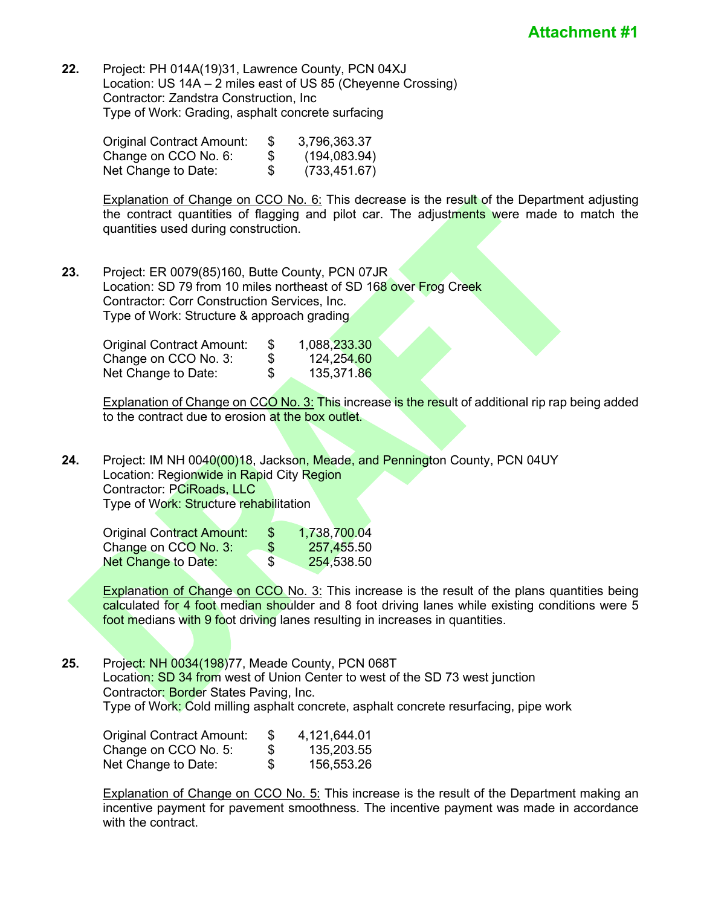**Attachment #1**

**22.** Project: PH 014A(19)31, Lawrence County, PCN 04XJ
Location: US 14A – 2 miles east of US 85 (Cheyenne Crossing)
Contractor: Zandstra Construction, Inc
Type of Work: Grading, asphalt concrete surfacing

| | | |
|---|---|---|
| Original Contract Amount: | $ | 3,796,363.37 |
| Change on CCO No. 6: | $ | (194,083.94) |
| Net Change to Date: | $ | (733,451.67) |

Explanation of Change on CCO No. 6: This decrease is the result of the Department adjusting the contract quantities of flagging and pilot car. The adjustments were made to match the quantities used during construction.

**23.** Project: ER 0079(85)160, Butte County, PCN 07JR
Location: SD 79 from 10 miles northeast of SD 168 over Frog Creek
Contractor: Corr Construction Services, Inc.
Type of Work: Structure & approach grading

| | | |
|---|---|---|
| Original Contract Amount: | $ | 1,088,233.30 |
| Change on CCO No. 3: | $ | 124,254.60 |
| Net Change to Date: | $ | 135,371.86 |

Explanation of Change on CCO No. 3: This increase is the result of additional rip rap being added to the contract due to erosion at the box outlet.

**24.** Project: IM NH 0040(00)18, Jackson, Meade, and Pennington County, PCN 04UY
Location: Regionwide in Rapid City Region
Contractor: PCiRoads, LLC
Type of Work: Structure rehabilitation

| | | |
|---|---|---|
| Original Contract Amount: | $ | 1,738,700.04 |
| Change on CCO No. 3: | $ | 257,455.50 |
| Net Change to Date: | $ | 254,538.50 |

Explanation of Change on CCO No. 3: This increase is the result of the plans quantities being calculated for 4 foot median shoulder and 8 foot driving lanes while existing conditions were 5 foot medians with 9 foot driving lanes resulting in increases in quantities.

**25.** Project: NH 0034(198)77, Meade County, PCN 068T
Location: SD 34 from west of Union Center to west of the SD 73 west junction
Contractor: Border States Paving, Inc.
Type of Work: Cold milling asphalt concrete, asphalt concrete resurfacing, pipe work

| | | |
|---|---|---|
| Original Contract Amount: | $ | 4,121,644.01 |
| Change on CCO No. 5: | $ | 135,203.55 |
| Net Change to Date: | $ | 156,553.26 |

Explanation of Change on CCO No. 5: This increase is the result of the Department making an incentive payment for pavement smoothness. The incentive payment was made in accordance with the contract.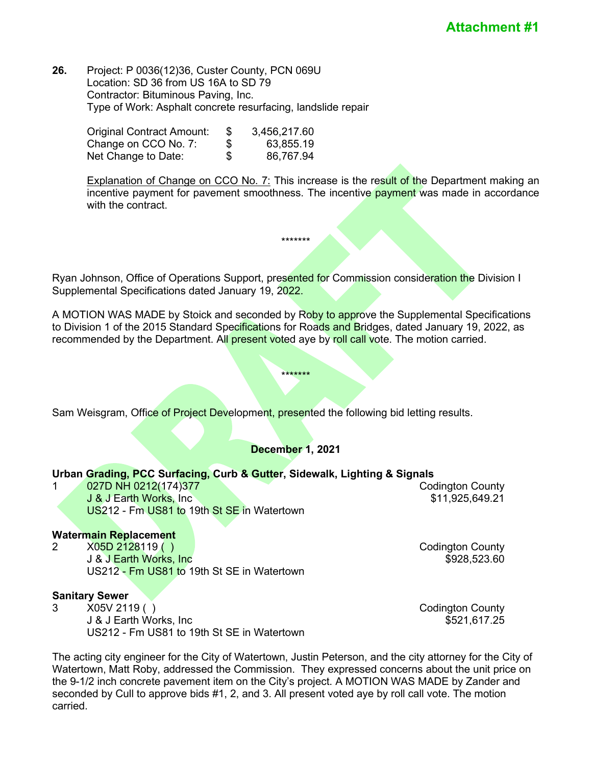**Attachment #1**

**26.** Project: P 0036(12)36, Custer County, PCN 069U
Location: SD 36 from US 16A to SD 79
Contractor: Bituminous Paving, Inc.
Type of Work: Asphalt concrete resurfacing, landslide repair

| | | |
|---|---|---|
| Original Contract Amount: | $ | 3,456,217.60 |
| Change on CCO No. 7: | $ | 63,855.19 |
| Net Change to Date: | $ | 86,767.94 |

Explanation of Change on CCO No. 7: This increase is the result of the Department making an incentive payment for pavement smoothness. The incentive payment was made in accordance with the contract.

*******

Ryan Johnson, Office of Operations Support, presented for Commission consideration the Division I Supplemental Specifications dated January 19, 2022.

A MOTION WAS MADE by Stoick and seconded by Roby to approve the Supplemental Specifications to Division 1 of the 2015 Standard Specifications for Roads and Bridges, dated January 19, 2022, as recommended by the Department. All present voted aye by roll call vote. The motion carried.

*******

Sam Weisgram, Office of Project Development, presented the following bid letting results.

**December 1, 2021**

**Urban Grading, PCC Surfacing, Curb & Gutter, Sidewalk, Lighting & Signals**

1 027D NH 0212(174)377 — Codington County
J & J Earth Works, Inc — $11,925,649.21
US212 - Fm US81 to 19th St SE in Watertown

**Watermain Replacement**

2 X05D 2128119 ( ) — Codington County
J & J Earth Works, Inc — $928,523.60
US212 - Fm US81 to 19th St SE in Watertown

**Sanitary Sewer**

3 X05V 2119 ( ) — Codington County
J & J Earth Works, Inc — $521,617.25
US212 - Fm US81 to 19th St SE in Watertown

The acting city engineer for the City of Watertown, Justin Peterson, and the city attorney for the City of Watertown, Matt Roby, addressed the Commission. They expressed concerns about the unit price on the 9-1/2 inch concrete pavement item on the City's project. A MOTION WAS MADE by Zander and seconded by Cull to approve bids #1, 2, and 3. All present voted aye by roll call vote. The motion carried.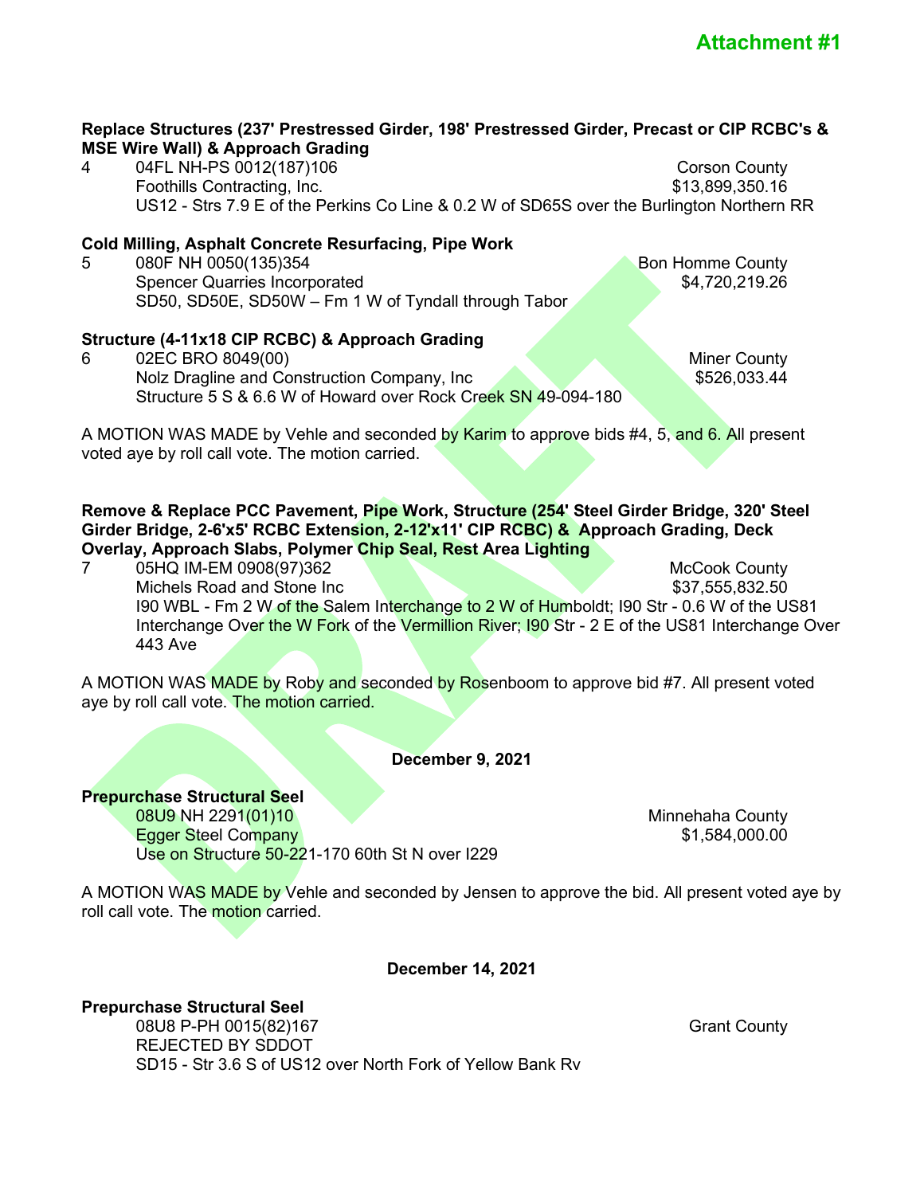Attachment #1

**Replace Structures (237' Prestressed Girder, 198' Prestressed Girder, Precast or CIP RCBC's & MSE Wire Wall) & Approach Grading**

4 04FL NH-PS 0012(187)106 Corson County
Foothills Contracting, Inc. $13,899,350.16
US12 - Strs 7.9 E of the Perkins Co Line & 0.2 W of SD65S over the Burlington Northern RR

**Cold Milling, Asphalt Concrete Resurfacing, Pipe Work**

5 080F NH 0050(135)354 Bon Homme County
Spencer Quarries Incorporated $4,720,219.26
SD50, SD50E, SD50W – Fm 1 W of Tyndall through Tabor

**Structure (4-11x18 CIP RCBC) & Approach Grading**

6 02EC BRO 8049(00) Miner County
Nolz Dragline and Construction Company, Inc $526,033.44
Structure 5 S & 6.6 W of Howard over Rock Creek SN 49-094-180

A MOTION WAS MADE by Vehle and seconded by Karim to approve bids #4, 5, and 6. All present voted aye by roll call vote. The motion carried.

**Remove & Replace PCC Pavement, Pipe Work, Structure (254' Steel Girder Bridge, 320' Steel Girder Bridge, 2-6'x5' RCBC Extension, 2-12'x11' CIP RCBC) & Approach Grading, Deck Overlay, Approach Slabs, Polymer Chip Seal, Rest Area Lighting**

7 05HQ IM-EM 0908(97)362 McCook County
Michels Road and Stone Inc $37,555,832.50
I90 WBL - Fm 2 W of the Salem Interchange to 2 W of Humboldt; I90 Str - 0.6 W of the US81 Interchange Over the W Fork of the Vermillion River; I90 Str - 2 E of the US81 Interchange Over 443 Ave

A MOTION WAS MADE by Roby and seconded by Rosenboom to approve bid #7. All present voted aye by roll call vote. The motion carried.

**December 9, 2021**

**Prepurchase Structural Seel**

08U9 NH 2291(01)10 Minnehaha County
Egger Steel Company $1,584,000.00
Use on Structure 50-221-170 60th St N over I229

A MOTION WAS MADE by Vehle and seconded by Jensen to approve the bid. All present voted aye by roll call vote. The motion carried.

**December 14, 2021**

**Prepurchase Structural Seel**

08U8 P-PH 0015(82)167 Grant County
REJECTED BY SDDOT
SD15 - Str 3.6 S of US12 over North Fork of Yellow Bank Rv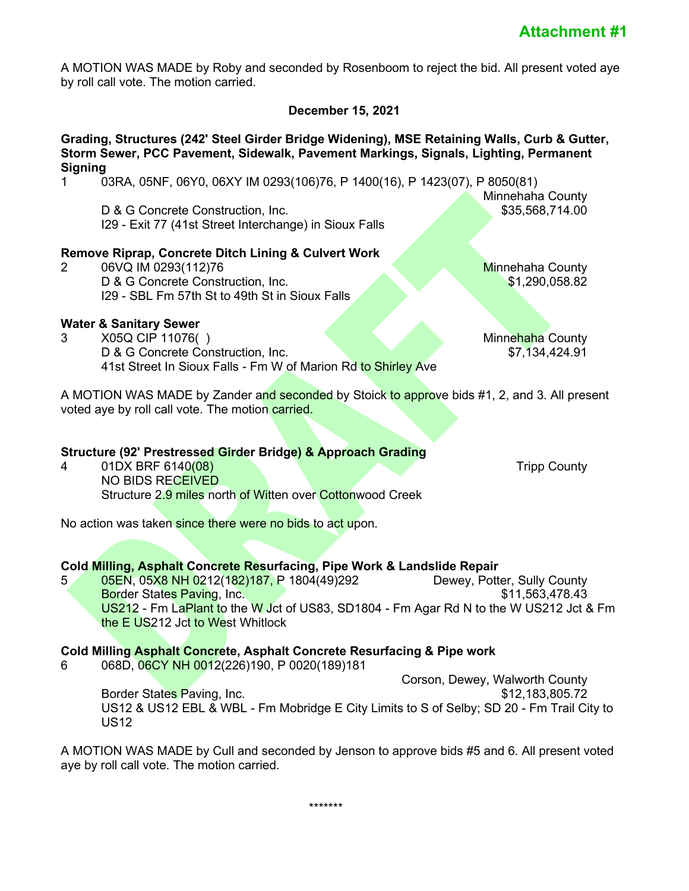Attachment #1

A MOTION WAS MADE by Roby and seconded by Rosenboom to reject the bid. All present voted aye by roll call vote. The motion carried.

**December 15, 2021**

**Grading, Structures (242' Steel Girder Bridge Widening), MSE Retaining Walls, Curb & Gutter, Storm Sewer, PCC Pavement, Sidewalk, Pavement Markings, Signals, Lighting, Permanent Signing**

1 03RA, 05NF, 06Y0, 06XY IM 0293(106)76, P 1400(16), P 1423(07), P 8050(81)
Minnehaha County
D & G Concrete Construction, Inc. $35,568,714.00
I29 - Exit 77 (41st Street Interchange) in Sioux Falls

**Remove Riprap, Concrete Ditch Lining & Culvert Work**

2 06VQ IM 0293(112)76 Minnehaha County
D & G Concrete Construction, Inc. $1,290,058.82
I29 - SBL Fm 57th St to 49th St in Sioux Falls

**Water & Sanitary Sewer**

3 X05Q CIP 11076( ) Minnehaha County
D & G Concrete Construction, Inc. $7,134,424.91
41st Street In Sioux Falls - Fm W of Marion Rd to Shirley Ave

A MOTION WAS MADE by Zander and seconded by Stoick to approve bids #1, 2, and 3. All present voted aye by roll call vote. The motion carried.

**Structure (92' Prestressed Girder Bridge) & Approach Grading**

4 01DX BRF 6140(08) Tripp County
NO BIDS RECEIVED
Structure 2.9 miles north of Witten over Cottonwood Creek

No action was taken since there were no bids to act upon.

**Cold Milling, Asphalt Concrete Resurfacing, Pipe Work & Landslide Repair**

5 05EN, 05X8 NH 0212(182)187, P 1804(49)292 Dewey, Potter, Sully County
Border States Paving, Inc. $11,563,478.43
US212 - Fm LaPlant to the W Jct of US83, SD1804 - Fm Agar Rd N to the W US212 Jct & Fm the E US212 Jct to West Whitlock

**Cold Milling Asphalt Concrete, Asphalt Concrete Resurfacing & Pipe work**

6 068D, 06CY NH 0012(226)190, P 0020(189)181
Corson, Dewey, Walworth County
Border States Paving, Inc. $12,183,805.72
US12 & US12 EBL & WBL - Fm Mobridge E City Limits to S of Selby; SD 20 - Fm Trail City to US12

A MOTION WAS MADE by Cull and seconded by Jenson to approve bids #5 and 6. All present voted aye by roll call vote. The motion carried.

\*\*\*\*\*\*\*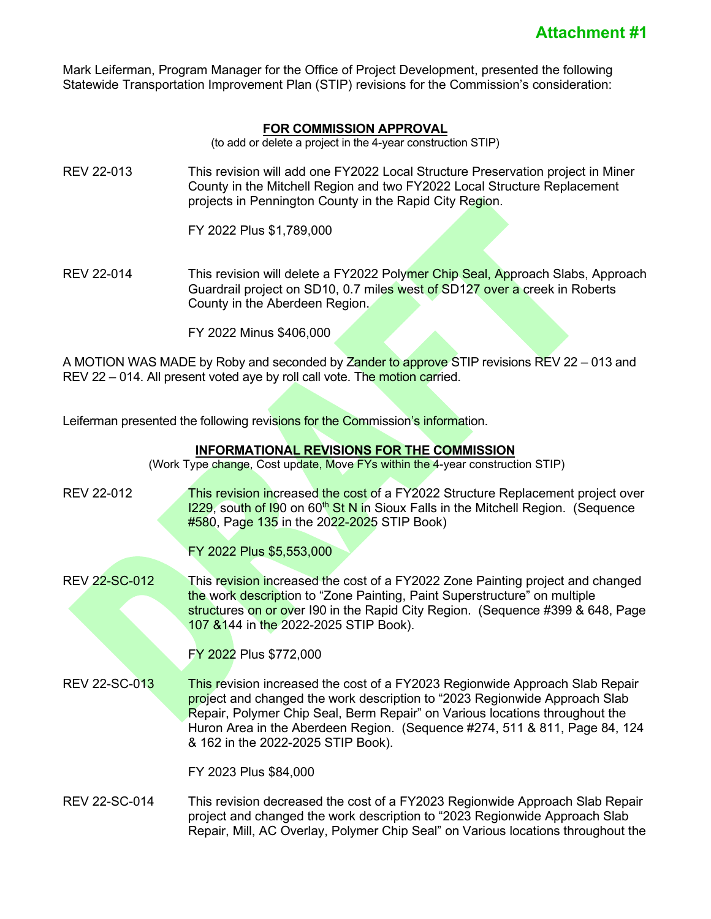**Attachment #1**

Mark Leiferman, Program Manager for the Office of Project Development, presented the following Statewide Transportation Improvement Plan (STIP) revisions for the Commission's consideration:

**FOR COMMISSION APPROVAL**

(to add or delete a project in the 4-year construction STIP)

REV 22-013 — This revision will add one FY2022 Local Structure Preservation project in Miner County in the Mitchell Region and two FY2022 Local Structure Replacement projects in Pennington County in the Rapid City Region.

FY 2022 Plus $1,789,000

REV 22-014 — This revision will delete a FY2022 Polymer Chip Seal, Approach Slabs, Approach Guardrail project on SD10, 0.7 miles west of SD127 over a creek in Roberts County in the Aberdeen Region.

FY 2022 Minus $406,000

A MOTION WAS MADE by Roby and seconded by Zander to approve STIP revisions REV 22 – 013 and REV 22 – 014. All present voted aye by roll call vote. The motion carried.

Leiferman presented the following revisions for the Commission's information.

**INFORMATIONAL REVISIONS FOR THE COMMISSION**

(Work Type change, Cost update, Move FYs within the 4-year construction STIP)

REV 22-012 — This revision increased the cost of a FY2022 Structure Replacement project over I229, south of I90 on 60th St N in Sioux Falls in the Mitchell Region. (Sequence #580, Page 135 in the 2022-2025 STIP Book)

FY 2022 Plus $5,553,000

REV 22-SC-012 — This revision increased the cost of a FY2022 Zone Painting project and changed the work description to "Zone Painting, Paint Superstructure" on multiple structures on or over I90 in the Rapid City Region. (Sequence #399 & 648, Page 107 &144 in the 2022-2025 STIP Book).

FY 2022 Plus $772,000

REV 22-SC-013 — This revision increased the cost of a FY2023 Regionwide Approach Slab Repair project and changed the work description to "2023 Regionwide Approach Slab Repair, Polymer Chip Seal, Berm Repair" on Various locations throughout the Huron Area in the Aberdeen Region. (Sequence #274, 511 & 811, Page 84, 124 & 162 in the 2022-2025 STIP Book).

FY 2023 Plus $84,000

REV 22-SC-014 — This revision decreased the cost of a FY2023 Regionwide Approach Slab Repair project and changed the work description to "2023 Regionwide Approach Slab Repair, Mill, AC Overlay, Polymer Chip Seal" on Various locations throughout the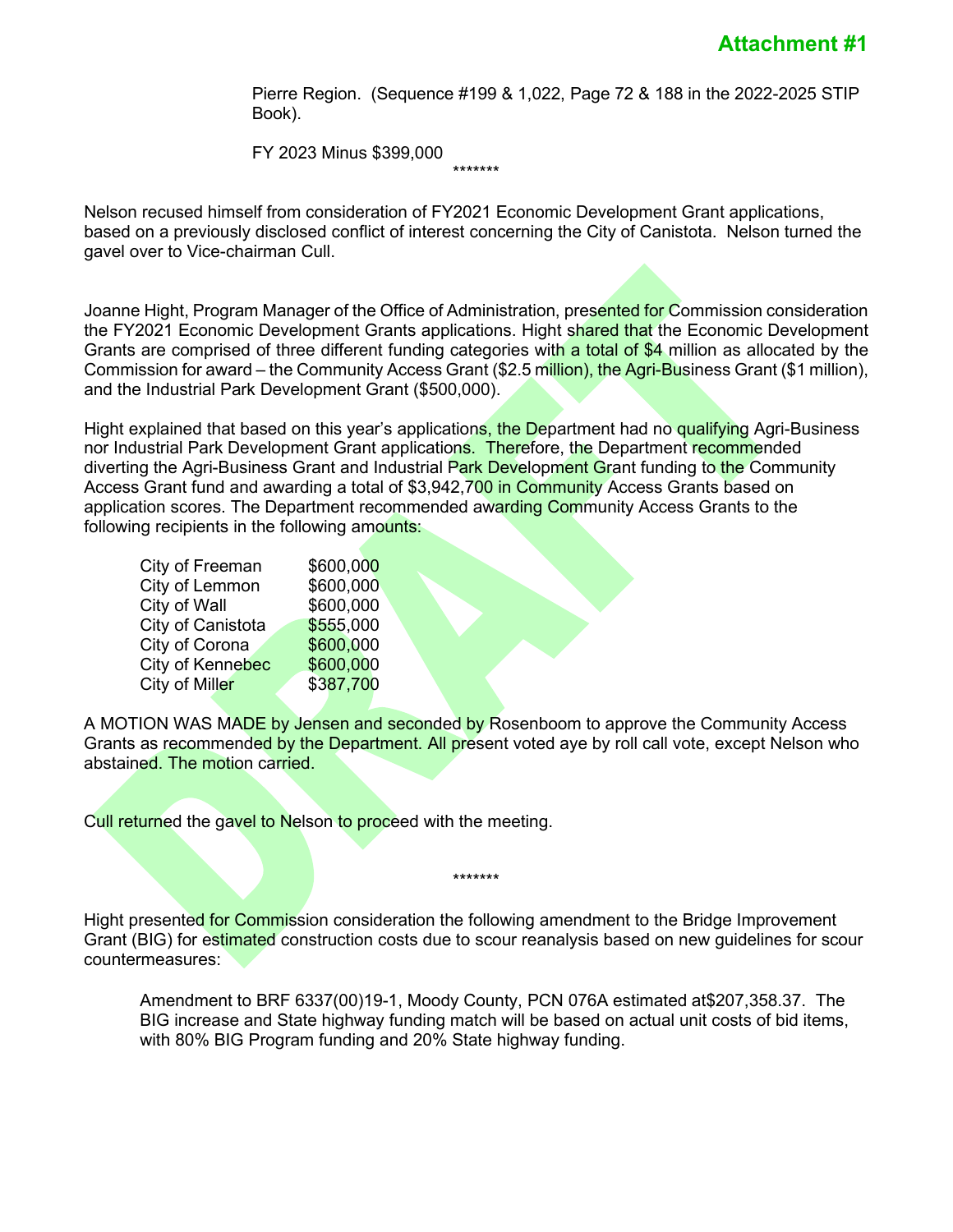Attachment #1

Pierre Region. (Sequence #199 & 1,022, Page 72 & 188 in the 2022-2025 STIP Book).

FY 2023 Minus $399,000

*******

Nelson recused himself from consideration of FY2021 Economic Development Grant applications, based on a previously disclosed conflict of interest concerning the City of Canistota. Nelson turned the gavel over to Vice-chairman Cull.

Joanne Hight, Program Manager of the Office of Administration, presented for Commission consideration the FY2021 Economic Development Grants applications. Hight shared that the Economic Development Grants are comprised of three different funding categories with a total of $4 million as allocated by the Commission for award – the Community Access Grant ($2.5 million), the Agri-Business Grant ($1 million), and the Industrial Park Development Grant ($500,000).

Hight explained that based on this year's applications, the Department had no qualifying Agri-Business nor Industrial Park Development Grant applications. Therefore, the Department recommended diverting the Agri-Business Grant and Industrial Park Development Grant funding to the Community Access Grant fund and awarding a total of $3,942,700 in Community Access Grants based on application scores. The Department recommended awarding Community Access Grants to the following recipients in the following amounts:

| | |
|---|---|
| City of Freeman | $600,000 |
| City of Lemmon | $600,000 |
| City of Wall | $600,000 |
| City of Canistota | $555,000 |
| City of Corona | $600,000 |
| City of Kennebec | $600,000 |
| City of Miller | $387,700 |

A MOTION WAS MADE by Jensen and seconded by Rosenboom to approve the Community Access Grants as recommended by the Department. All present voted aye by roll call vote, except Nelson who abstained. The motion carried.

Cull returned the gavel to Nelson to proceed with the meeting.

*******

Hight presented for Commission consideration the following amendment to the Bridge Improvement Grant (BIG) for estimated construction costs due to scour reanalysis based on new guidelines for scour countermeasures:

> Amendment to BRF 6337(00)19-1, Moody County, PCN 076A estimated at$207,358.37. The BIG increase and State highway funding match will be based on actual unit costs of bid items, with 80% BIG Program funding and 20% State highway funding.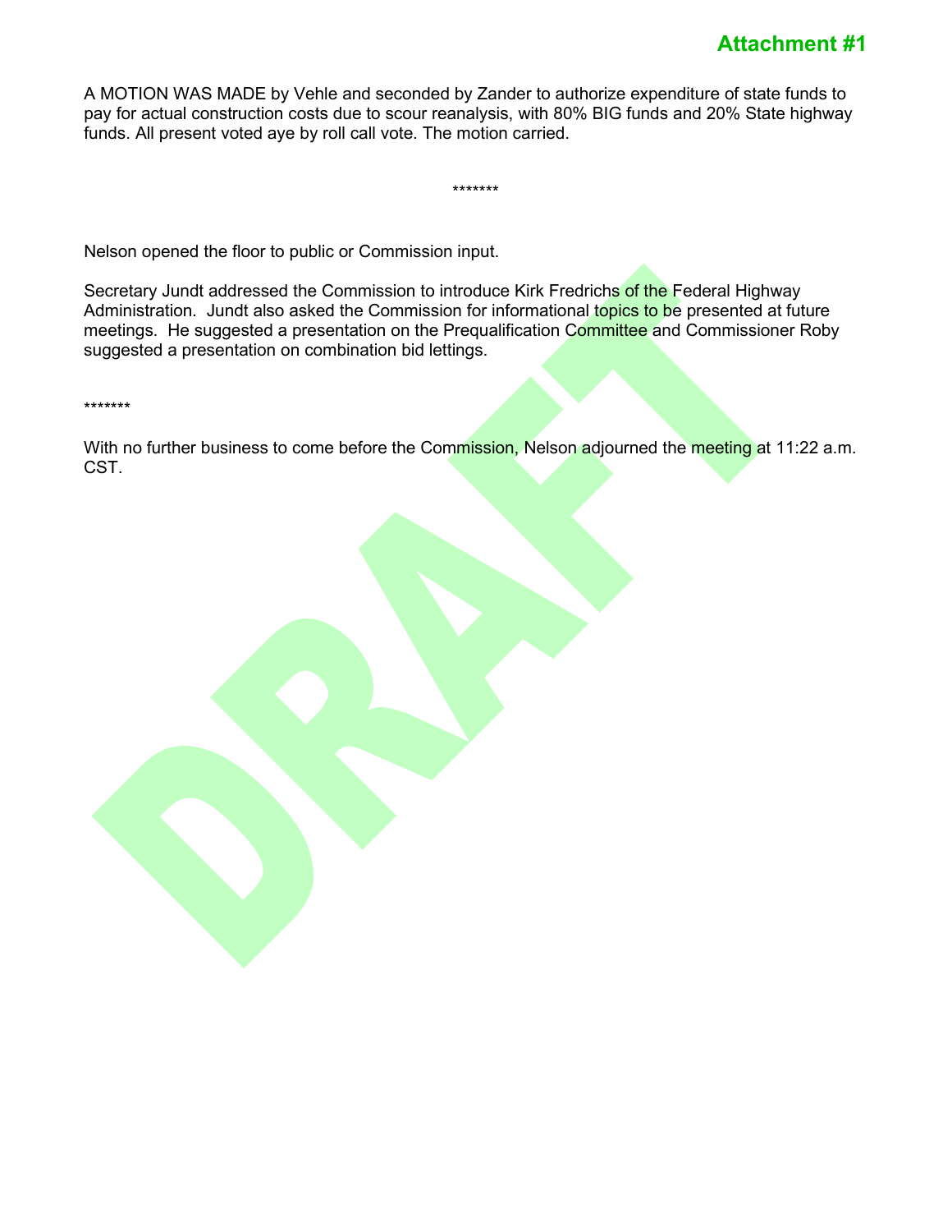**Attachment #1**

A MOTION WAS MADE by Vehle and seconded by Zander to authorize expenditure of state funds to pay for actual construction costs due to scour reanalysis, with 80% BIG funds and 20% State highway funds. All present voted aye by roll call vote. The motion carried.

*******

Nelson opened the floor to public or Commission input.

Secretary Jundt addressed the Commission to introduce Kirk Fredrichs of the Federal Highway Administration. Jundt also asked the Commission for informational topics to be presented at future meetings. He suggested a presentation on the Prequalification Committee and Commissioner Roby suggested a presentation on combination bid lettings.

*******

With no further business to come before the Commission, Nelson adjourned the meeting at 11:22 a.m. CST.

DRAFT